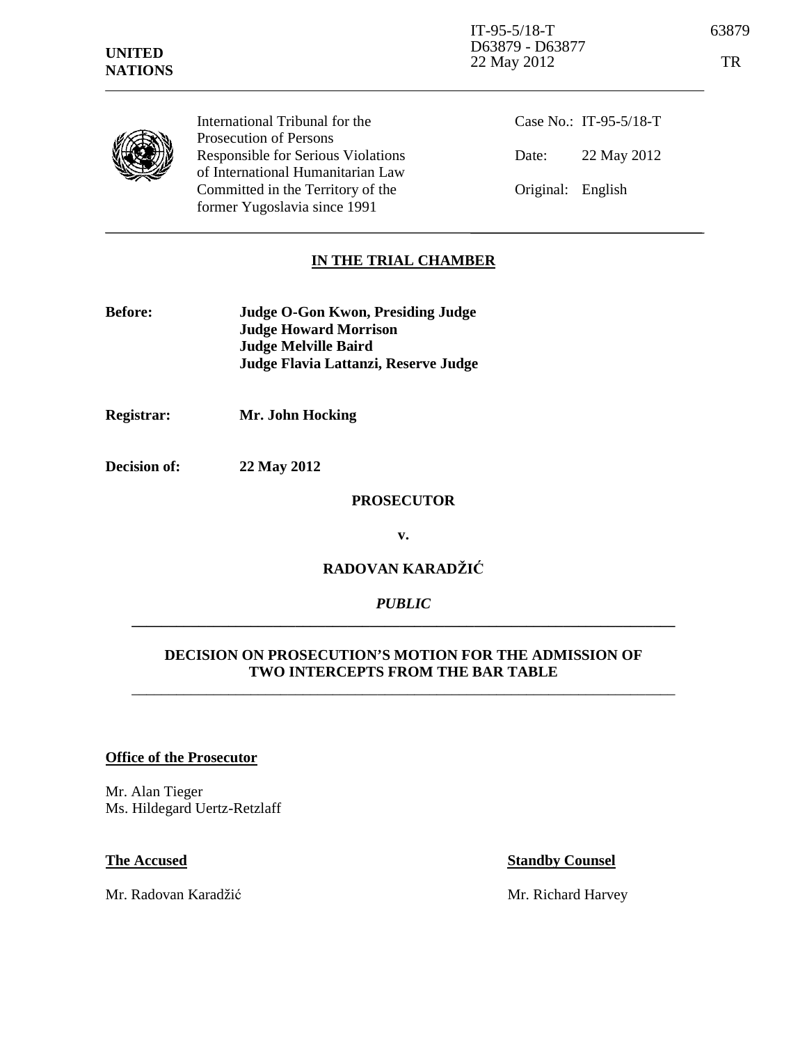**UNITED NATIONS**

IT-95-5/18-T
D63879 - D63877
22 May 2012

International Tribunal for the Prosecution of Persons Responsible for Serious Violations of International Humanitarian Law Committed in the Territory of the former Yugoslavia since 1991

Case No.: IT-95-5/18-T

Date: 22 May 2012

Original: English

## IN THE TRIAL CHAMBER

**Before:** **Judge O-Gon Kwon, Presiding Judge**
**Judge Howard Morrison**
**Judge Melville Baird**
**Judge Flavia Lattanzi, Reserve Judge**

**Registrar:** **Mr. John Hocking**

**Decision of:** **22 May 2012**

**PROSECUTOR**

**v.**

**RADOVAN KARADŽIĆ**

***PUBLIC***

---

### DECISION ON PROSECUTION'S MOTION FOR THE ADMISSION OF TWO INTERCEPTS FROM THE BAR TABLE

---

**Office of the Prosecutor**

Mr. Alan Tieger
Ms. Hildegard Uertz-Retzlaff

**The Accused**

Mr. Radovan Karadžić

**Standby Counsel**

Mr. Richard Harvey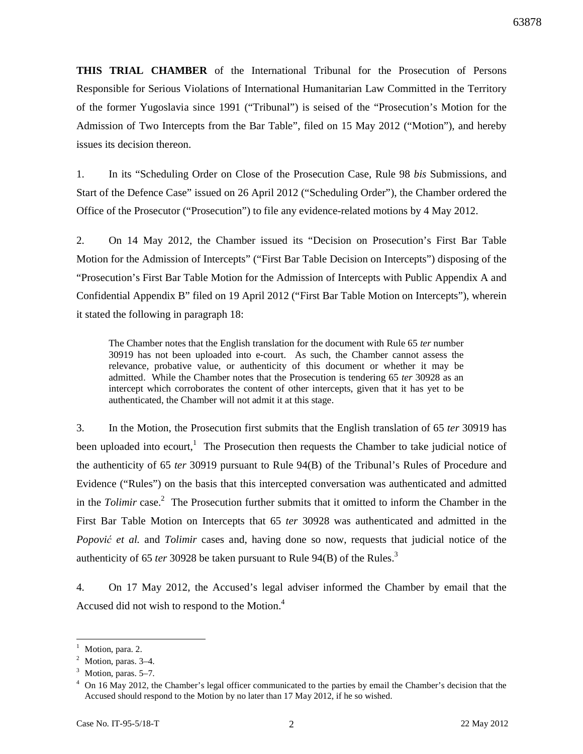**THIS TRIAL CHAMBER** of the International Tribunal for the Prosecution of Persons Responsible for Serious Violations of International Humanitarian Law Committed in the Territory of the former Yugoslavia since 1991 ("Tribunal") is seised of the "Prosecution's Motion for the Admission of Two Intercepts from the Bar Table", filed on 15 May 2012 ("Motion"), and hereby issues its decision thereon.

1. In its "Scheduling Order on Close of the Prosecution Case, Rule 98 *bis* Submissions, and Start of the Defence Case" issued on 26 April 2012 ("Scheduling Order"), the Chamber ordered the Office of the Prosecutor ("Prosecution") to file any evidence-related motions by 4 May 2012.

2. On 14 May 2012, the Chamber issued its "Decision on Prosecution's First Bar Table Motion for the Admission of Intercepts" ("First Bar Table Decision on Intercepts") disposing of the "Prosecution's First Bar Table Motion for the Admission of Intercepts with Public Appendix A and Confidential Appendix B" filed on 19 April 2012 ("First Bar Table Motion on Intercepts"), wherein it stated the following in paragraph 18:

> The Chamber notes that the English translation for the document with Rule 65 *ter* number 30919 has not been uploaded into e-court. As such, the Chamber cannot assess the relevance, probative value, or authenticity of this document or whether it may be admitted. While the Chamber notes that the Prosecution is tendering 65 *ter* 30928 as an intercept which corroborates the content of other intercepts, given that it has yet to be authenticated, the Chamber will not admit it at this stage.

3. In the Motion, the Prosecution first submits that the English translation of 65 *ter* 30919 has been uploaded into ecourt,[1] The Prosecution then requests the Chamber to take judicial notice of the authenticity of 65 *ter* 30919 pursuant to Rule 94(B) of the Tribunal's Rules of Procedure and Evidence ("Rules") on the basis that this intercepted conversation was authenticated and admitted in the *Tolimir* case.[2] The Prosecution further submits that it omitted to inform the Chamber in the First Bar Table Motion on Intercepts that 65 *ter* 30928 was authenticated and admitted in the *Popović et al.* and *Tolimir* cases and, having done so now, requests that judicial notice of the authenticity of 65 *ter* 30928 be taken pursuant to Rule 94(B) of the Rules.[3]

4. On 17 May 2012, the Accused's legal adviser informed the Chamber by email that the Accused did not wish to respond to the Motion.[4]

---

[1] Motion, para. 2.

[2] Motion, paras. 3–4.

[3] Motion, paras. 5–7.

[4] On 16 May 2012, the Chamber's legal officer communicated to the parties by email the Chamber's decision that the Accused should respond to the Motion by no later than 17 May 2012, if he so wished.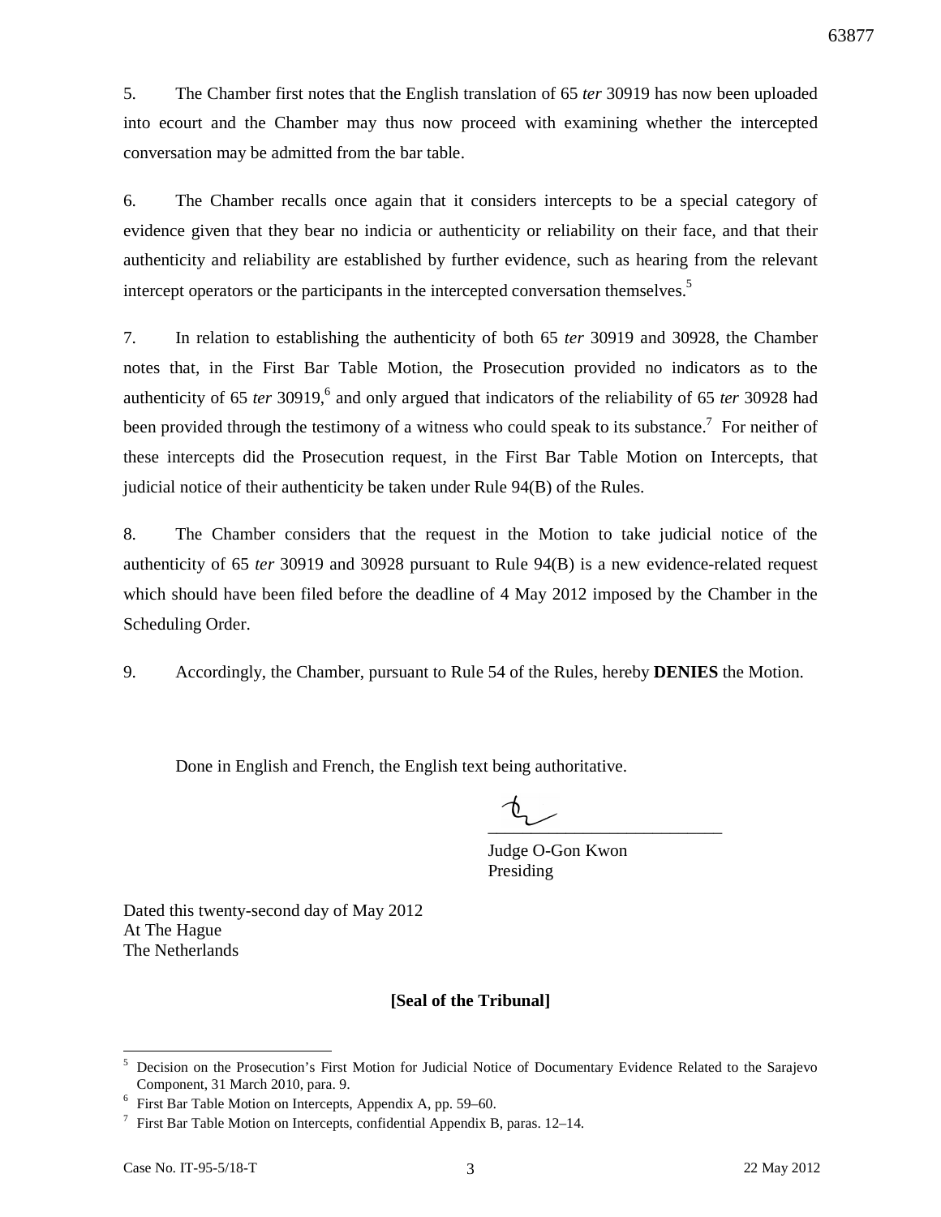5. The Chamber first notes that the English translation of 65 *ter* 30919 has now been uploaded into ecourt and the Chamber may thus now proceed with examining whether the intercepted conversation may be admitted from the bar table.

6. The Chamber recalls once again that it considers intercepts to be a special category of evidence given that they bear no indicia or authenticity or reliability on their face, and that their authenticity and reliability are established by further evidence, such as hearing from the relevant intercept operators or the participants in the intercepted conversation themselves.[5]

7. In relation to establishing the authenticity of both 65 *ter* 30919 and 30928, the Chamber notes that, in the First Bar Table Motion, the Prosecution provided no indicators as to the authenticity of 65 *ter* 30919,[6] and only argued that indicators of the reliability of 65 *ter* 30928 had been provided through the testimony of a witness who could speak to its substance.[7] For neither of these intercepts did the Prosecution request, in the First Bar Table Motion on Intercepts, that judicial notice of their authenticity be taken under Rule 94(B) of the Rules.

8. The Chamber considers that the request in the Motion to take judicial notice of the authenticity of 65 *ter* 30919 and 30928 pursuant to Rule 94(B) is a new evidence-related request which should have been filed before the deadline of 4 May 2012 imposed by the Chamber in the Scheduling Order.

9. Accordingly, the Chamber, pursuant to Rule 54 of the Rules, hereby **DENIES** the Motion.

Done in English and French, the English text being authoritative.

\_\_\_\_\_\_\_\_\_\_\_\_\_\_\_\_\_\_\_\_\_\_\_\_\_\_

Judge O-Gon Kwon
Presiding

Dated this twenty-second day of May 2012
At The Hague
The Netherlands

**[Seal of the Tribunal]**

---

[5] Decision on the Prosecution's First Motion for Judicial Notice of Documentary Evidence Related to the Sarajevo Component, 31 March 2010, para. 9.

[6] First Bar Table Motion on Intercepts, Appendix A, pp. 59–60.

[7] First Bar Table Motion on Intercepts, confidential Appendix B, paras. 12–14.